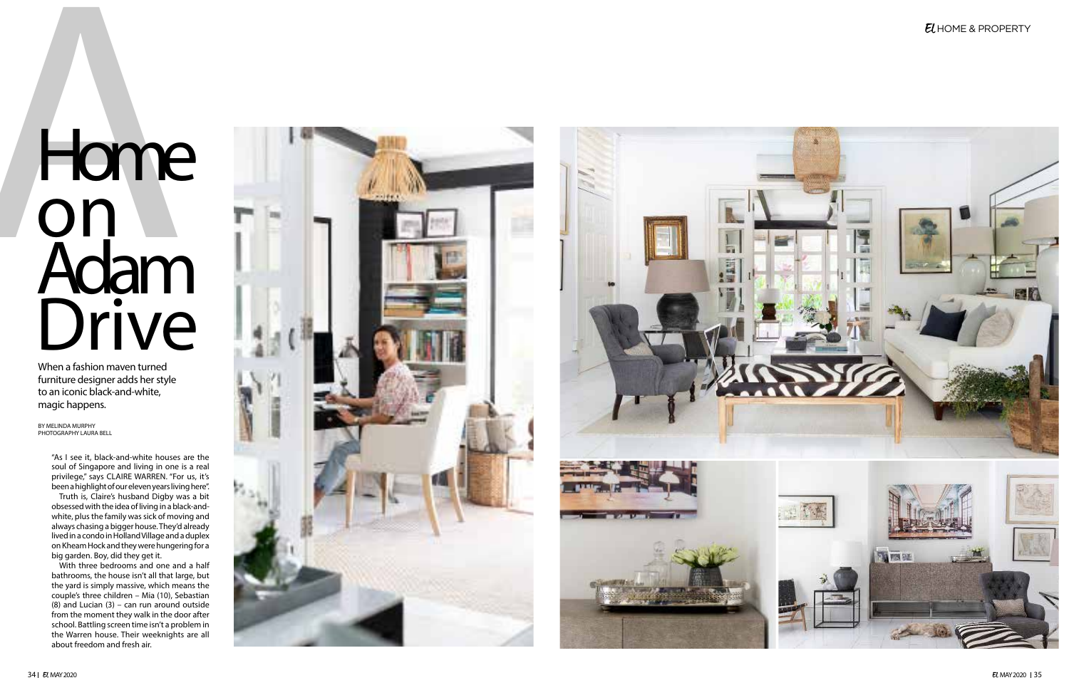# A Home on Adam Drive

When a fashion maven turned furniture designer adds her style to an iconic black-and-white, magic happens.

BY MELINDA MURPHY
PHOTOGRAPHY LAURA BELL

"As I see it, black-and-white houses are the soul of Singapore and living in one is a real privilege," says CLAIRE WARREN. "For us, it's been a highlight of our eleven years living here".

Truth is, Claire's husband Digby was a bit obsessed with the idea of living in a black-and-white, plus the family was sick of moving and always chasing a bigger house. They'd already lived in a condo in Holland Village and a duplex on Kheam Hock and they were hungering for a big garden. Boy, did they get it.

With three bedrooms and one and a half bathrooms, the house isn't all that large, but the yard is simply massive, which means the couple's three children – Mia (10), Sebastian (8) and Lucian (3) – can run around outside from the moment they walk in the door after school. Battling screen time isn't a problem in the Warren house. Their weeknights are all about freedom and fresh air.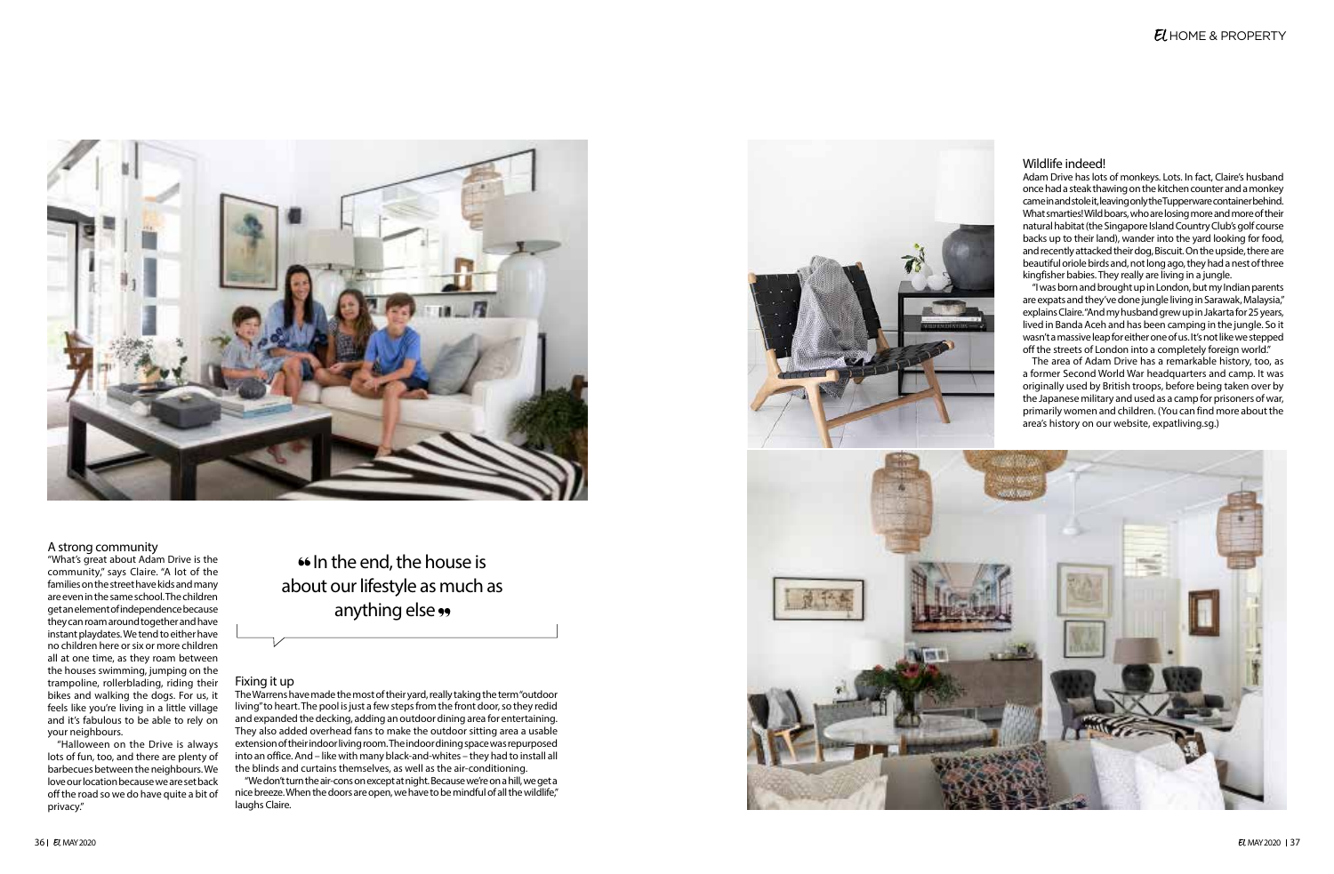## A strong community

"What's great about Adam Drive is the community," says Claire. "A lot of the families on the street have kids and many are even in the same school. The children get an element of independence because they can roam around together and have instant playdates. We tend to either have no children here or six or more children all at one time, as they roam between the houses swimming, jumping on the trampoline, rollerblading, riding their bikes and walking the dogs. For us, it feels like you're living in a little village and it's fabulous to be able to rely on your neighbours.

"Halloween on the Drive is always lots of fun, too, and there are plenty of barbecues between the neighbours. We love our location because we are set back off the road so we do have quite a bit of privacy."

> "In the end, the house is about our lifestyle as much as anything else"

## Fixing it up

The Warrens have made the most of their yard, really taking the term "outdoor living" to heart. The pool is just a few steps from the front door, so they redid and expanded the decking, adding an outdoor dining area for entertaining. They also added overhead fans to make the outdoor sitting area a usable extension of their indoor living room. The indoor dining space was repurposed into an office. And – like with many black-and-whites – they had to install all the blinds and curtains themselves, as well as the air-conditioning.

"We don't turn the air-cons on except at night. Because we're on a hill, we get a nice breeze. When the doors are open, we have to be mindful of all the wildlife," laughs Claire.

## Wildlife indeed!

Adam Drive has lots of monkeys. Lots. In fact, Claire's husband once had a steak thawing on the kitchen counter and a monkey came in and stole it, leaving only the Tupperware container behind. What smarties! Wild boars, who are losing more and more of their natural habitat (the Singapore Island Country Club's golf course backs up to their land), wander into the yard looking for food, and recently attacked their dog, Biscuit. On the upside, there are beautiful oriole birds and, not long ago, they had a nest of three kingfisher babies. They really are living in a jungle.

"I was born and brought up in London, but my Indian parents are expats and they've done jungle living in Sarawak, Malaysia," explains Claire. "And my husband grew up in Jakarta for 25 years, lived in Banda Aceh and has been camping in the jungle. So it wasn't a massive leap for either one of us. It's not like we stepped off the streets of London into a completely foreign world."

The area of Adam Drive has a remarkable history, too, as a former Second World War headquarters and camp. It was originally used by British troops, before being taken over by the Japanese military and used as a camp for prisoners of war, primarily women and children. (You can find more about the area's history on our website, expatliving.sg.)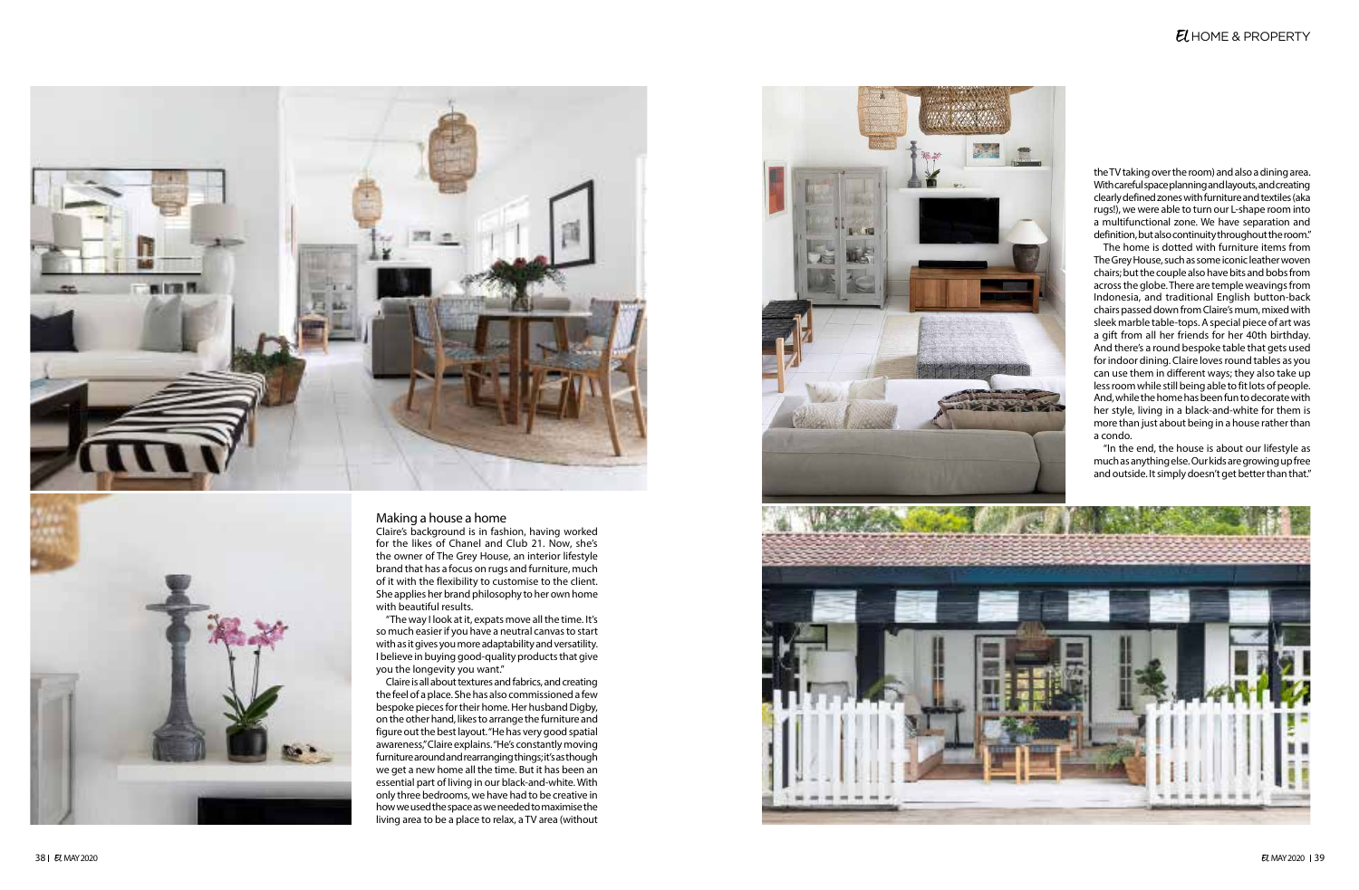## Making a house a home

Claire's background is in fashion, having worked for the likes of Chanel and Club 21. Now, she's the owner of The Grey House, an interior lifestyle brand that has a focus on rugs and furniture, much of it with the flexibility to customise to the client. She applies her brand philosophy to her own home with beautiful results.

"The way I look at it, expats move all the time. It's so much easier if you have a neutral canvas to start with as it gives you more adaptability and versatility. I believe in buying good-quality products that give you the longevity you want."

Claire is all about textures and fabrics, and creating the feel of a place. She has also commissioned a few bespoke pieces for their home. Her husband Digby, on the other hand, likes to arrange the furniture and figure out the best layout. "He has very good spatial awareness," Claire explains. "He's constantly moving furniture around and rearranging things; it's as though we get a new home all the time. But it has been an essential part of living in our black-and-white. With only three bedrooms, we have had to be creative in how we used the space as we needed to maximise the living area to be a place to relax, a TV area (without the TV taking over the room) and also a dining area. With careful space planning and layouts, and creating clearly defined zones with furniture and textiles (aka rugs!), we were able to turn our L-shape room into a multifunctional zone. We have separation and definition, but also continuity throughout the room."

The home is dotted with furniture items from The Grey House, such as some iconic leather woven chairs; but the couple also have bits and bobs from across the globe. There are temple weavings from Indonesia, and traditional English button-back chairs passed down from Claire's mum, mixed with sleek marble table-tops. A special piece of art was a gift from all her friends for her 40th birthday. And there's a round bespoke table that gets used for indoor dining. Claire loves round tables as you can use them in different ways; they also take up less room while still being able to fit lots of people. And, while the home has been fun to decorate with her style, living in a black-and-white for them is more than just about being in a house rather than a condo.

"In the end, the house is about our lifestyle as much as anything else. Our kids are growing up free and outside. It simply doesn't get better than that."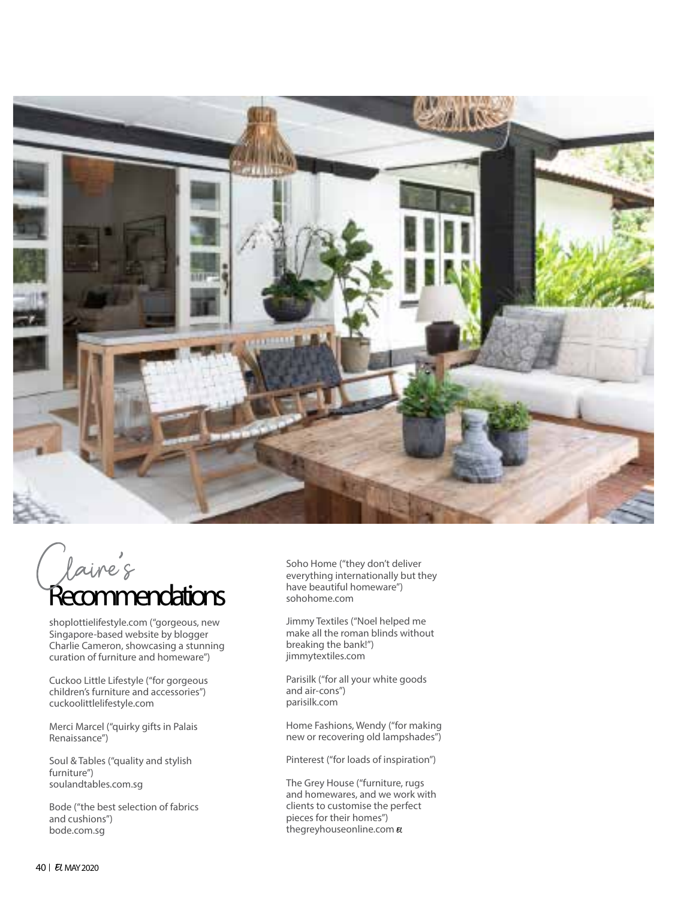# Claire's Recommendations

shoplottielifestyle.com ("gorgeous, new Singapore-based website by blogger Charlie Cameron, showcasing a stunning curation of furniture and homeware")

Cuckoo Little Lifestyle ("for gorgeous children's furniture and accessories")
cuckoolittlelifestyle.com

Merci Marcel ("quirky gifts in Palais Renaissance")

Soul & Tables ("quality and stylish furniture")
soulandtables.com.sg

Bode ("the best selection of fabrics and cushions")
bode.com.sg

Soho Home ("they don't deliver everything internationally but they have beautiful homeware")
sohohome.com

Jimmy Textiles ("Noel helped me make all the roman blinds without breaking the bank!")
jimmytextiles.com

Parisilk ("for all your white goods and air-cons")
parisilk.com

Home Fashions, Wendy ("for making new or recovering old lampshades")

Pinterest ("for loads of inspiration")

The Grey House ("furniture, rugs and homewares, and we work with clients to customise the perfect pieces for their homes")
thegreyhouseonline.com